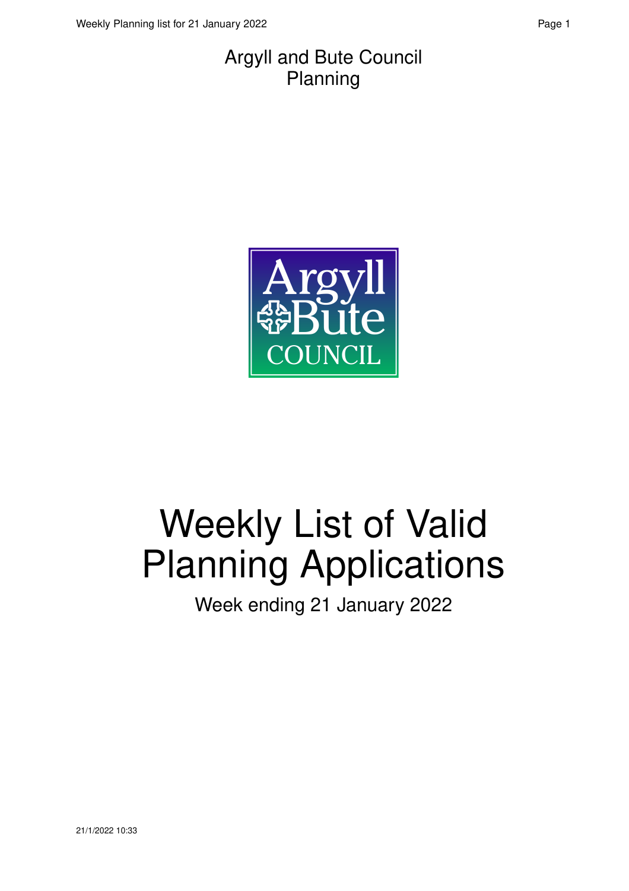Argyll and Bute Council
Planning

# Weekly List of Valid Planning Applications

Week ending 21 January 2022

21/1/2022 10:33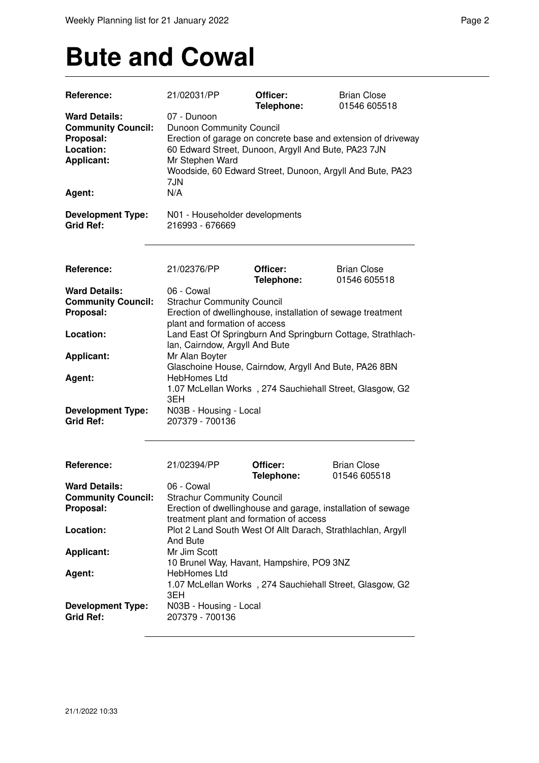# Bute and Cowal

| | | | |
|---|---|---|---|
| **Reference:** | 21/02031/PP | **Officer:** **Telephone:** | Brian Close 01546 605518 |
| **Ward Details:** | 07 - Dunoon | | |
| **Community Council:** | Dunoon Community Council | | |
| **Proposal:** | Erection of garage on concrete base and extension of driveway | | |
| **Location:** | 60 Edward Street, Dunoon, Argyll And Bute, PA23 7JN | | |
| **Applicant:** | Mr Stephen Ward Woodside, 60 Edward Street, Dunoon, Argyll And Bute, PA23 7JN | | |
| **Agent:** | N/A | | |
| **Development Type:** | N01 - Householder developments | | |
| **Grid Ref:** | 216993 - 676669 | | |

| | | | |
|---|---|---|---|
| **Reference:** | 21/02376/PP | **Officer:** **Telephone:** | Brian Close 01546 605518 |
| **Ward Details:** | 06 - Cowal | | |
| **Community Council:** | Strachur Community Council | | |
| **Proposal:** | Erection of dwellinghouse, installation of sewage treatment plant and formation of access | | |
| **Location:** | Land East Of Springburn And Springburn Cottage, Strathlachlan, Cairndow, Argyll And Bute | | |
| **Applicant:** | Mr Alan Boyter Glaschoine House, Cairndow, Argyll And Bute, PA26 8BN | | |
| **Agent:** | HebHomes Ltd 1.07 McLellan Works , 274 Sauchiehall Street, Glasgow, G2 3EH | | |
| **Development Type:** | N03B - Housing - Local | | |
| **Grid Ref:** | 207379 - 700136 | | |

| | | | |
|---|---|---|---|
| **Reference:** | 21/02394/PP | **Officer:** **Telephone:** | Brian Close 01546 605518 |
| **Ward Details:** | 06 - Cowal | | |
| **Community Council:** | Strachur Community Council | | |
| **Proposal:** | Erection of dwellinghouse and garage, installation of sewage treatment plant and formation of access | | |
| **Location:** | Plot 2 Land South West Of Allt Darach, Strathlachlan, Argyll And Bute | | |
| **Applicant:** | Mr Jim Scott 10 Brunel Way, Havant, Hampshire, PO9 3NZ | | |
| **Agent:** | HebHomes Ltd 1.07 McLellan Works , 274 Sauchiehall Street, Glasgow, G2 3EH | | |
| **Development Type:** | N03B - Housing - Local | | |
| **Grid Ref:** | 207379 - 700136 | | |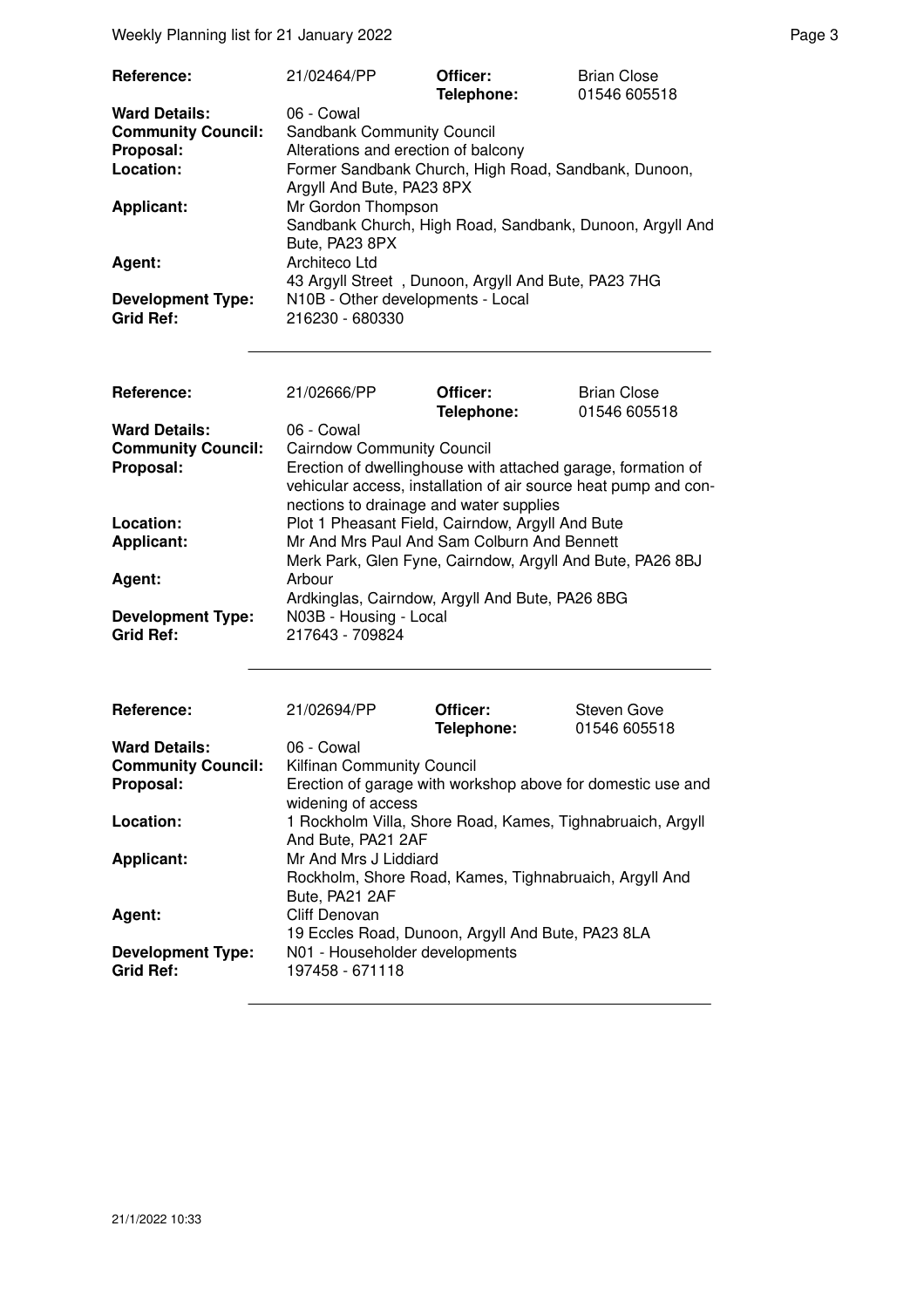| | | | |
|---|---|---|---|
| **Reference:** | 21/02464/PP | **Officer:** **Telephone:** | Brian Close 01546 605518 |
| **Ward Details:** | 06 - Cowal | | |
| **Community Council:** | Sandbank Community Council | | |
| **Proposal:** | Alterations and erection of balcony | | |
| **Location:** | Former Sandbank Church, High Road, Sandbank, Dunoon, Argyll And Bute, PA23 8PX | | |
| **Applicant:** | Mr Gordon Thompson Sandbank Church, High Road, Sandbank, Dunoon, Argyll And Bute, PA23 8PX | | |
| **Agent:** | Architeco Ltd 43 Argyll Street , Dunoon, Argyll And Bute, PA23 7HG | | |
| **Development Type:** | N10B - Other developments - Local | | |
| **Grid Ref:** | 216230 - 680330 | | |

---

| | | | |
|---|---|---|---|
| **Reference:** | 21/02666/PP | **Officer:** **Telephone:** | Brian Close 01546 605518 |
| **Ward Details:** | 06 - Cowal | | |
| **Community Council:** | Cairndow Community Council | | |
| **Proposal:** | Erection of dwellinghouse with attached garage, formation of vehicular access, installation of air source heat pump and connections to drainage and water supplies | | |
| **Location:** | Plot 1 Pheasant Field, Cairndow, Argyll And Bute | | |
| **Applicant:** | Mr And Mrs Paul And Sam Colburn And Bennett Merk Park, Glen Fyne, Cairndow, Argyll And Bute, PA26 8BJ | | |
| **Agent:** | Arbour Ardkinglas, Cairndow, Argyll And Bute, PA26 8BG | | |
| **Development Type:** | N03B - Housing - Local | | |
| **Grid Ref:** | 217643 - 709824 | | |

---

| | | | |
|---|---|---|---|
| **Reference:** | 21/02694/PP | **Officer:** **Telephone:** | Steven Gove 01546 605518 |
| **Ward Details:** | 06 - Cowal | | |
| **Community Council:** | Kilfinan Community Council | | |
| **Proposal:** | Erection of garage with workshop above for domestic use and widening of access | | |
| **Location:** | 1 Rockholm Villa, Shore Road, Kames, Tighnabruaich, Argyll And Bute, PA21 2AF | | |
| **Applicant:** | Mr And Mrs J Liddiard Rockholm, Shore Road, Kames, Tighnabruaich, Argyll And Bute, PA21 2AF | | |
| **Agent:** | Cliff Denovan 19 Eccles Road, Dunoon, Argyll And Bute, PA23 8LA | | |
| **Development Type:** | N01 - Householder developments | | |
| **Grid Ref:** | 197458 - 671118 | | |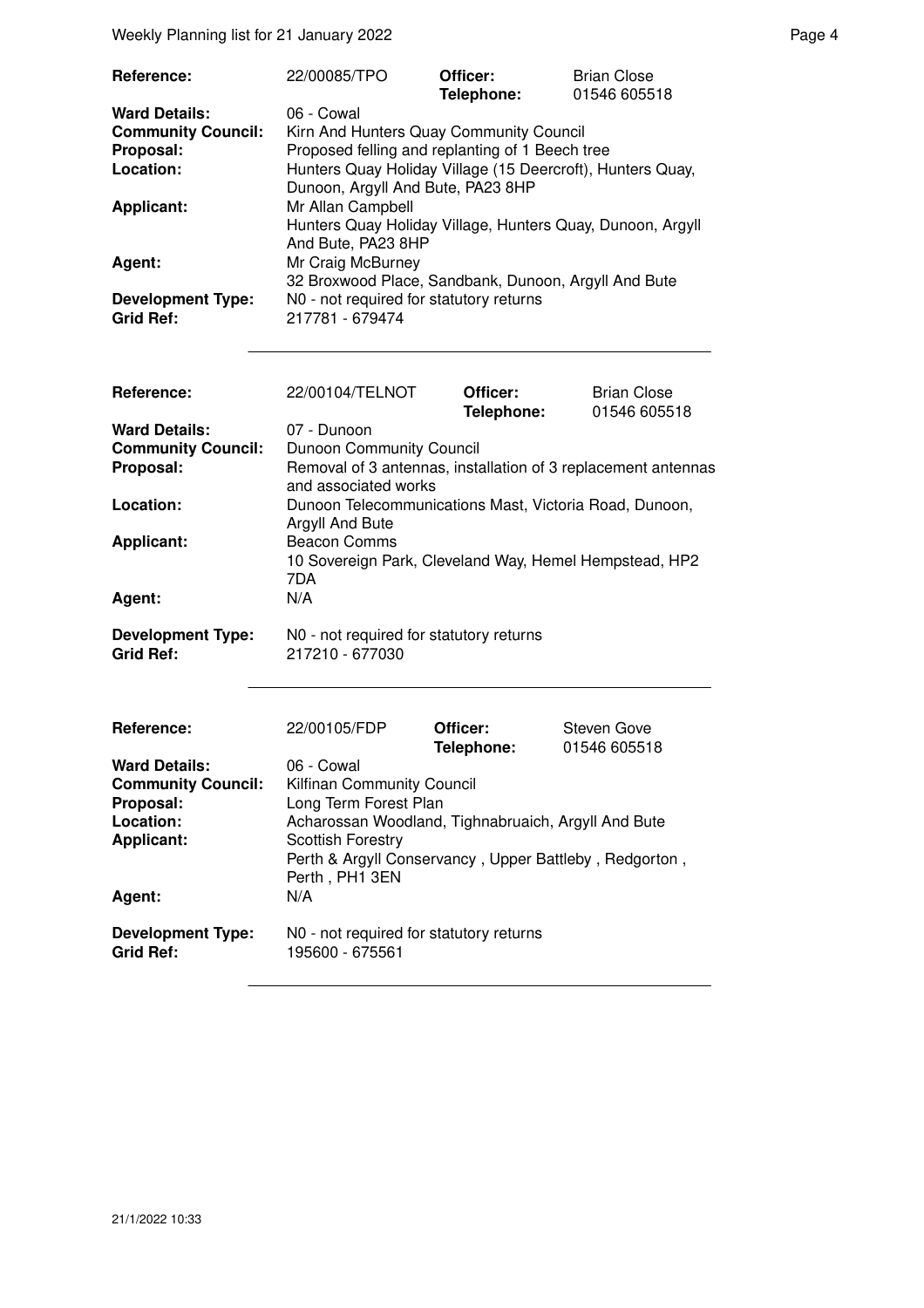| | | | |
|---|---|---|---|
| **Reference:** | 22/00085/TPO | **Officer:** **Telephone:** | Brian Close 01546 605518 |
| **Ward Details:** | 06 - Cowal | | |
| **Community Council:** | Kirn And Hunters Quay Community Council | | |
| **Proposal:** | Proposed felling and replanting of 1 Beech tree | | |
| **Location:** | Hunters Quay Holiday Village (15 Deercroft), Hunters Quay, Dunoon, Argyll And Bute, PA23 8HP | | |
| **Applicant:** | Mr Allan Campbell Hunters Quay Holiday Village, Hunters Quay, Dunoon, Argyll And Bute, PA23 8HP | | |
| **Agent:** | Mr Craig McBurney 32 Broxwood Place, Sandbank, Dunoon, Argyll And Bute | | |
| **Development Type:** | N0 - not required for statutory returns | | |
| **Grid Ref:** | 217781 - 679474 | | |

| | | | |
|---|---|---|---|
| **Reference:** | 22/00104/TELNOT | **Officer:** **Telephone:** | Brian Close 01546 605518 |
| **Ward Details:** | 07 - Dunoon | | |
| **Community Council:** | Dunoon Community Council | | |
| **Proposal:** | Removal of 3 antennas, installation of 3 replacement antennas and associated works | | |
| **Location:** | Dunoon Telecommunications Mast, Victoria Road, Dunoon, Argyll And Bute | | |
| **Applicant:** | Beacon Comms 10 Sovereign Park, Cleveland Way, Hemel Hempstead, HP2 7DA | | |
| **Agent:** | N/A | | |
| **Development Type:** | N0 - not required for statutory returns | | |
| **Grid Ref:** | 217210 - 677030 | | |

| | | | |
|---|---|---|---|
| **Reference:** | 22/00105/FDP | **Officer:** **Telephone:** | Steven Gove 01546 605518 |
| **Ward Details:** | 06 - Cowal | | |
| **Community Council:** | Kilfinan Community Council | | |
| **Proposal:** | Long Term Forest Plan | | |
| **Location:** | Acharossan Woodland, Tighnabruaich, Argyll And Bute | | |
| **Applicant:** | Scottish Forestry Perth & Argyll Conservancy , Upper Battleby , Redgorton , Perth , PH1 3EN | | |
| **Agent:** | N/A | | |
| **Development Type:** | N0 - not required for statutory returns | | |
| **Grid Ref:** | 195600 - 675561 | | |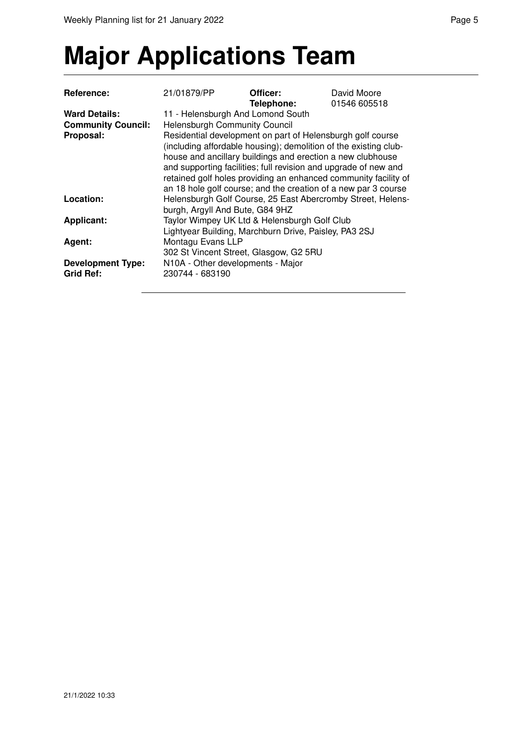# Major Applications Team

| | | | |
|---|---|---|---|
| **Reference:** | 21/01879/PP | **Officer:** **Telephone:** | David Moore 01546 605518 |
| **Ward Details:** | 11 - Helensburgh And Lomond South | | |
| **Community Council:** | Helensburgh Community Council | | |
| **Proposal:** | Residential development on part of Helensburgh golf course (including affordable housing); demolition of the existing club-house and ancillary buildings and erection a new clubhouse and supporting facilities; full revision and upgrade of new and retained golf holes providing an enhanced community facility of an 18 hole golf course; and the creation of a new par 3 course | | |
| **Location:** | Helensburgh Golf Course, 25 East Abercromby Street, Helens-burgh, Argyll And Bute, G84 9HZ | | |
| **Applicant:** | Taylor Wimpey UK Ltd & Helensburgh Golf Club Lightyear Building, Marchburn Drive, Paisley, PA3 2SJ | | |
| **Agent:** | Montagu Evans LLP 302 St Vincent Street, Glasgow, G2 5RU | | |
| **Development Type:** | N10A - Other developments - Major | | |
| **Grid Ref:** | 230744 - 683190 | | |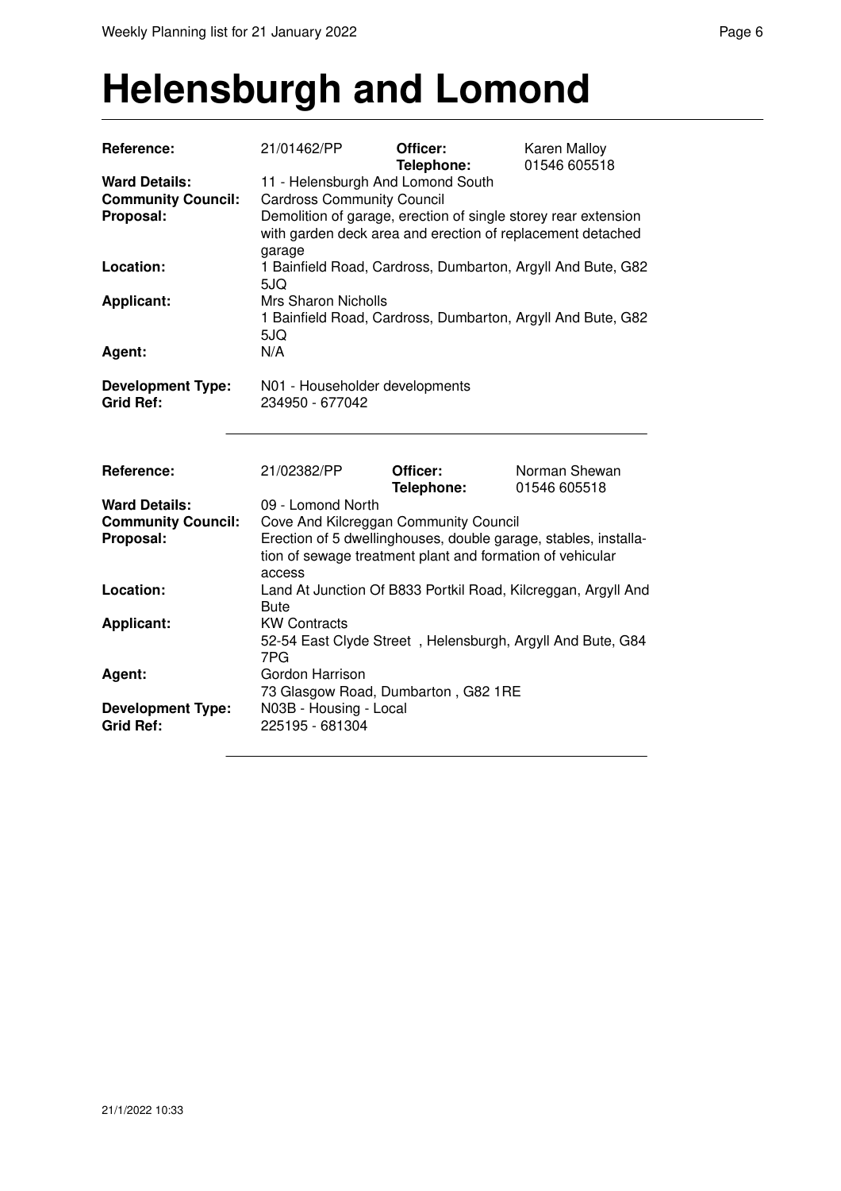# Helensburgh and Lomond

| | | | |
|---|---|---|---|
| **Reference:** | 21/01462/PP | **Officer:** | Karen Malloy |
| | | **Telephone:** | 01546 605518 |
| **Ward Details:** | 11 - Helensburgh And Lomond South | | |
| **Community Council:** | Cardross Community Council | | |
| **Proposal:** | Demolition of garage, erection of single storey rear extension with garden deck area and erection of replacement detached garage | | |
| **Location:** | 1 Bainfield Road, Cardross, Dumbarton, Argyll And Bute, G82 5JQ | | |
| **Applicant:** | Mrs Sharon Nicholls<br>1 Bainfield Road, Cardross, Dumbarton, Argyll And Bute, G82 5JQ | | |
| **Agent:** | N/A | | |
| **Development Type:** | N01 - Householder developments | | |
| **Grid Ref:** | 234950 - 677042 | | |

---

| | | | |
|---|---|---|---|
| **Reference:** | 21/02382/PP | **Officer:** | Norman Shewan |
| | | **Telephone:** | 01546 605518 |
| **Ward Details:** | 09 - Lomond North | | |
| **Community Council:** | Cove And Kilcreggan Community Council | | |
| **Proposal:** | Erection of 5 dwellinghouses, double garage, stables, installation of sewage treatment plant and formation of vehicular access | | |
| **Location:** | Land At Junction Of B833 Portkil Road, Kilcreggan, Argyll And Bute | | |
| **Applicant:** | KW Contracts<br>52-54 East Clyde Street , Helensburgh, Argyll And Bute, G84 7PG | | |
| **Agent:** | Gordon Harrison<br>73 Glasgow Road, Dumbarton , G82 1RE | | |
| **Development Type:** | N03B - Housing - Local | | |
| **Grid Ref:** | 225195 - 681304 | | |

---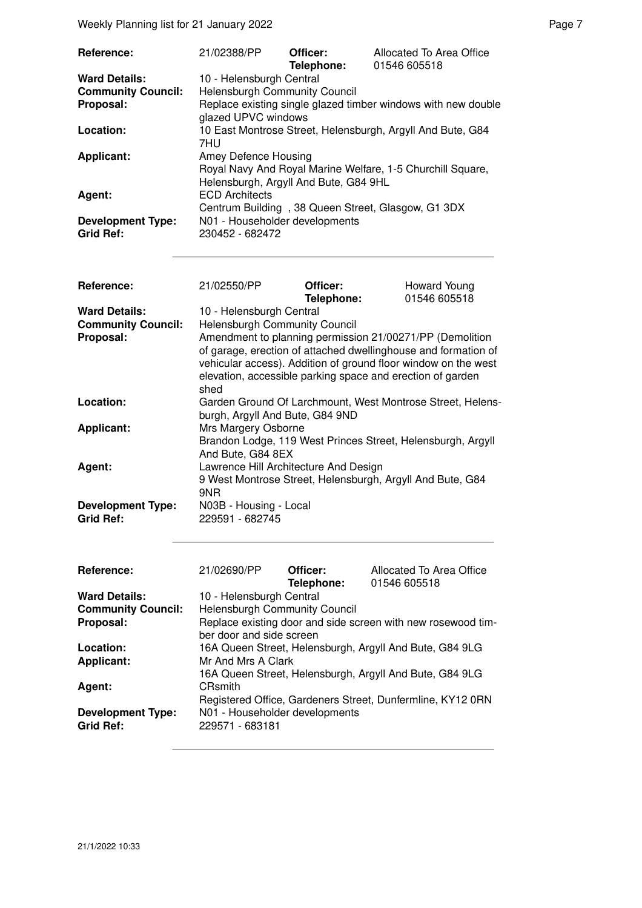| Reference: | 21/02388/PP | Officer: Telephone: | Allocated To Area Office 01546 605518 |
|---|---|---|---|
| **Ward Details:** | 10 - Helensburgh Central | | |
| **Community Council:** | Helensburgh Community Council | | |
| **Proposal:** | Replace existing single glazed timber windows with new double glazed UPVC windows | | |
| **Location:** | 10 East Montrose Street, Helensburgh, Argyll And Bute, G84 7HU | | |
| **Applicant:** | Amey Defence Housing Royal Navy And Royal Marine Welfare, 1-5 Churchill Square, Helensburgh, Argyll And Bute, G84 9HL | | |
| **Agent:** | ECD Architects Centrum Building , 38 Queen Street, Glasgow, G1 3DX | | |
| **Development Type:** | N01 - Householder developments | | |
| **Grid Ref:** | 230452 - 682472 | | |

| Reference: | 21/02550/PP | Officer: Telephone: | Howard Young 01546 605518 |
|---|---|---|---|
| **Ward Details:** | 10 - Helensburgh Central | | |
| **Community Council:** | Helensburgh Community Council | | |
| **Proposal:** | Amendment to planning permission 21/00271/PP (Demolition of garage, erection of attached dwellinghouse and formation of vehicular access). Addition of ground floor window on the west elevation, accessible parking space and erection of garden shed | | |
| **Location:** | Garden Ground Of Larchmount, West Montrose Street, Helensburgh, Argyll And Bute, G84 9ND | | |
| **Applicant:** | Mrs Margery Osborne Brandon Lodge, 119 West Princes Street, Helensburgh, Argyll And Bute, G84 8EX | | |
| **Agent:** | Lawrence Hill Architecture And Design 9 West Montrose Street, Helensburgh, Argyll And Bute, G84 9NR | | |
| **Development Type:** | N03B - Housing - Local | | |
| **Grid Ref:** | 229591 - 682745 | | |

| Reference: | 21/02690/PP | Officer: Telephone: | Allocated To Area Office 01546 605518 |
|---|---|---|---|
| **Ward Details:** | 10 - Helensburgh Central | | |
| **Community Council:** | Helensburgh Community Council | | |
| **Proposal:** | Replace existing door and side screen with new rosewood timber door and side screen | | |
| **Location:** | 16A Queen Street, Helensburgh, Argyll And Bute, G84 9LG | | |
| **Applicant:** | Mr And Mrs A Clark 16A Queen Street, Helensburgh, Argyll And Bute, G84 9LG | | |
| **Agent:** | CRsmith Registered Office, Gardeners Street, Dunfermline, KY12 0RN | | |
| **Development Type:** | N01 - Householder developments | | |
| **Grid Ref:** | 229571 - 683181 | | |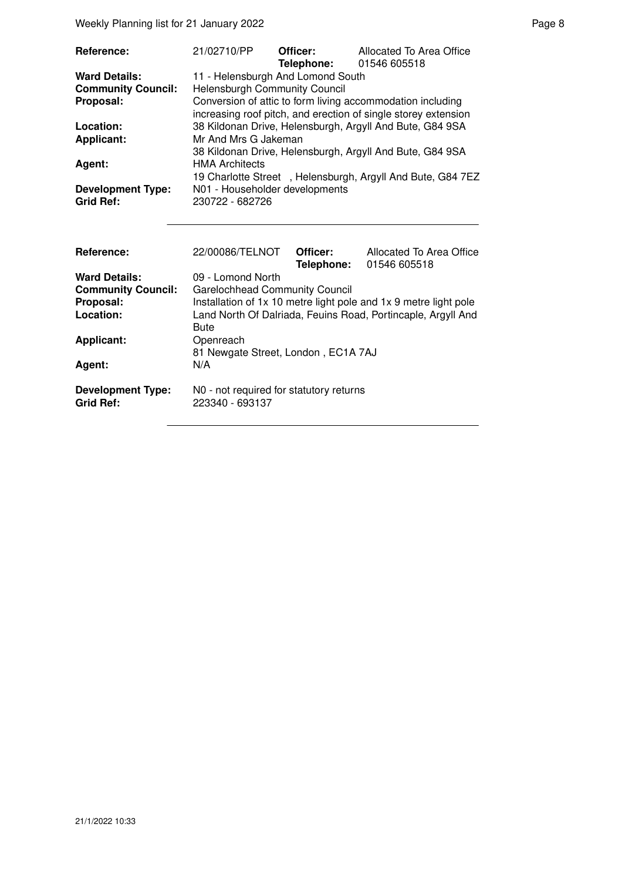| | | | |
|---|---|---|---|
| **Reference:** | 21/02710/PP | **Officer:** | Allocated To Area Office |
| | | **Telephone:** | 01546 605518 |
| **Ward Details:** | 11 - Helensburgh And Lomond South | | |
| **Community Council:** | Helensburgh Community Council | | |
| **Proposal:** | Conversion of attic to form living accommodation including increasing roof pitch, and erection of single storey extension | | |
| **Location:** | 38 Kildonan Drive, Helensburgh, Argyll And Bute, G84 9SA | | |
| **Applicant:** | Mr And Mrs G Jakeman<br>38 Kildonan Drive, Helensburgh, Argyll And Bute, G84 9SA | | |
| **Agent:** | HMA Architects<br>19 Charlotte Street , Helensburgh, Argyll And Bute, G84 7EZ | | |
| **Development Type:** | N01 - Householder developments | | |
| **Grid Ref:** | 230722 - 682726 | | |

| | | | |
|---|---|---|---|
| **Reference:** | 22/00086/TELNOT | **Officer:** | Allocated To Area Office |
| | | **Telephone:** | 01546 605518 |
| **Ward Details:** | 09 - Lomond North | | |
| **Community Council:** | Garelochhead Community Council | | |
| **Proposal:** | Installation of 1x 10 metre light pole and 1x 9 metre light pole | | |
| **Location:** | Land North Of Dalriada, Feuins Road, Portincaple, Argyll And Bute | | |
| **Applicant:** | Openreach<br>81 Newgate Street, London , EC1A 7AJ | | |
| **Agent:** | N/A | | |
| **Development Type:** | N0 - not required for statutory returns | | |
| **Grid Ref:** | 223340 - 693137 | | |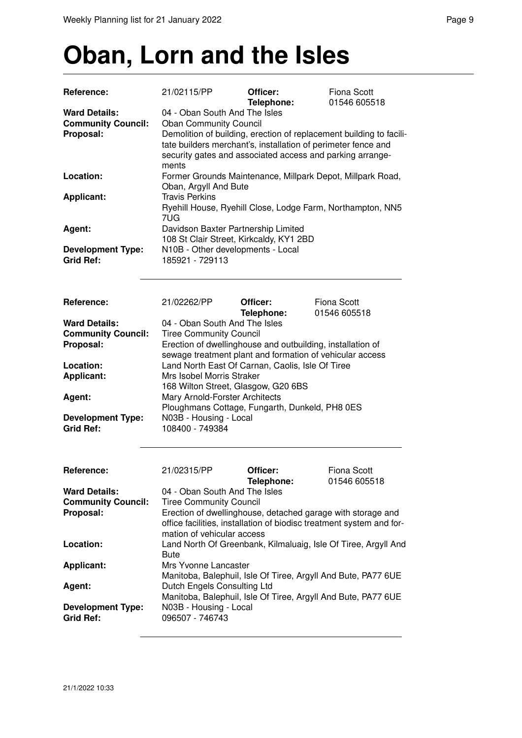# Oban, Lorn and the Isles

| | | | |
|---|---|---|---|
| **Reference:** | 21/02115/PP | **Officer:** | Fiona Scott |
| | | **Telephone:** | 01546 605518 |
| **Ward Details:** | 04 - Oban South And The Isles | | |
| **Community Council:** | Oban Community Council | | |
| **Proposal:** | Demolition of building, erection of replacement building to facilitate builders merchant's, installation of perimeter fence and security gates and associated access and parking arrangements | | |
| **Location:** | Former Grounds Maintenance, Millpark Depot, Millpark Road, Oban, Argyll And Bute | | |
| **Applicant:** | Travis Perkins<br>Ryehill House, Ryehill Close, Lodge Farm, Northampton, NN5 7UG | | |
| **Agent:** | Davidson Baxter Partnership Limited<br>108 St Clair Street, Kirkcaldy, KY1 2BD | | |
| **Development Type:** | N10B - Other developments - Local | | |
| **Grid Ref:** | 185921 - 729113 | | |

| | | | |
|---|---|---|---|
| **Reference:** | 21/02262/PP | **Officer:** | Fiona Scott |
| | | **Telephone:** | 01546 605518 |
| **Ward Details:** | 04 - Oban South And The Isles | | |
| **Community Council:** | Tiree Community Council | | |
| **Proposal:** | Erection of dwellinghouse and outbuilding, installation of sewage treatment plant and formation of vehicular access | | |
| **Location:** | Land North East Of Carnan, Caolis, Isle Of Tiree | | |
| **Applicant:** | Mrs Isobel Morris Straker<br>168 Wilton Street, Glasgow, G20 6BS | | |
| **Agent:** | Mary Arnold-Forster Architects<br>Ploughmans Cottage, Fungarth, Dunkeld, PH8 0ES | | |
| **Development Type:** | N03B - Housing - Local | | |
| **Grid Ref:** | 108400 - 749384 | | |

| | | | |
|---|---|---|---|
| **Reference:** | 21/02315/PP | **Officer:** | Fiona Scott |
| | | **Telephone:** | 01546 605518 |
| **Ward Details:** | 04 - Oban South And The Isles | | |
| **Community Council:** | Tiree Community Council | | |
| **Proposal:** | Erection of dwellinghouse, detached garage with storage and office facilities, installation of biodisc treatment system and formation of vehicular access | | |
| **Location:** | Land North Of Greenbank, Kilmaluaig, Isle Of Tiree, Argyll And Bute | | |
| **Applicant:** | Mrs Yvonne Lancaster<br>Manitoba, Balephuil, Isle Of Tiree, Argyll And Bute, PA77 6UE | | |
| **Agent:** | Dutch Engels Consulting Ltd<br>Manitoba, Balephuil, Isle Of Tiree, Argyll And Bute, PA77 6UE | | |
| **Development Type:** | N03B - Housing - Local | | |
| **Grid Ref:** | 096507 - 746743 | | |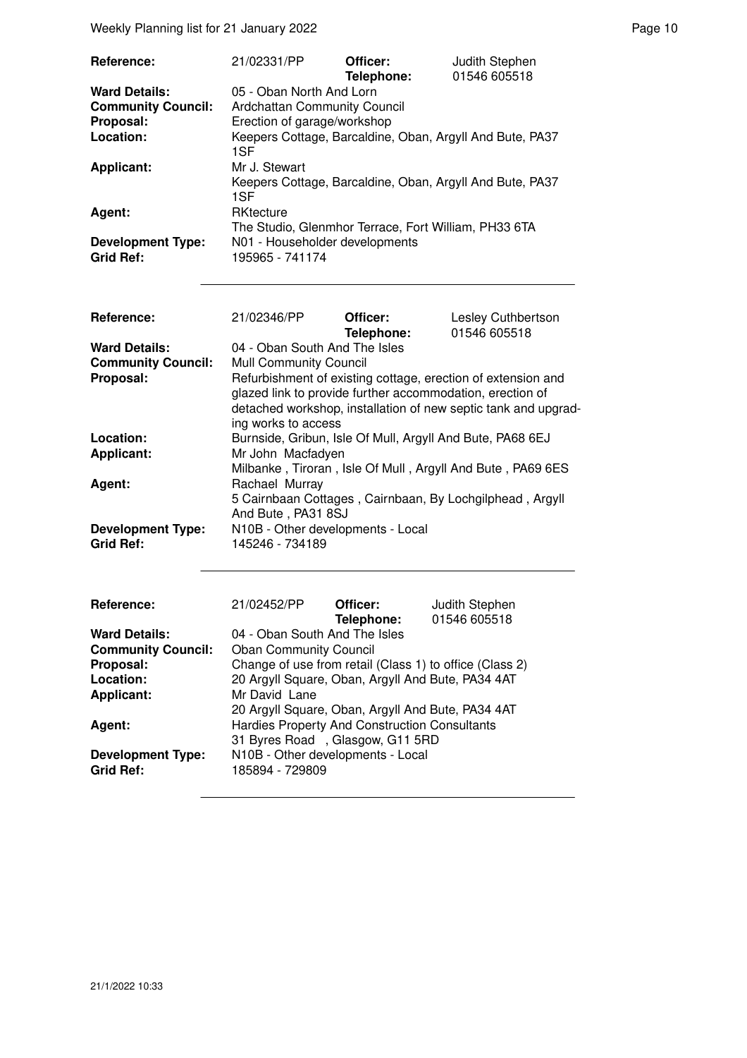| | | | |
|---|---|---|---|
| **Reference:** | 21/02331/PP | **Officer:** **Telephone:** | Judith Stephen 01546 605518 |
| **Ward Details:** | 05 - Oban North And Lorn | | |
| **Community Council:** | Ardchattan Community Council | | |
| **Proposal:** | Erection of garage/workshop | | |
| **Location:** | Keepers Cottage, Barcaldine, Oban, Argyll And Bute, PA37 1SF | | |
| **Applicant:** | Mr J. Stewart<br>Keepers Cottage, Barcaldine, Oban, Argyll And Bute, PA37 1SF | | |
| **Agent:** | RKtecture<br>The Studio, Glenmhor Terrace, Fort William, PH33 6TA | | |
| **Development Type:** | N01 - Householder developments | | |
| **Grid Ref:** | 195965 - 741174 | | |

| | | | |
|---|---|---|---|
| **Reference:** | 21/02346/PP | **Officer:** **Telephone:** | Lesley Cuthbertson 01546 605518 |
| **Ward Details:** | 04 - Oban South And The Isles | | |
| **Community Council:** | Mull Community Council | | |
| **Proposal:** | Refurbishment of existing cottage, erection of extension and glazed link to provide further accommodation, erection of detached workshop, installation of new septic tank and upgrading works to access | | |
| **Location:** | Burnside, Gribun, Isle Of Mull, Argyll And Bute, PA68 6EJ | | |
| **Applicant:** | Mr John Macfadyen<br>Milbanke , Tiroran , Isle Of Mull , Argyll And Bute , PA69 6ES | | |
| **Agent:** | Rachael Murray<br>5 Cairnbaan Cottages , Cairnbaan, By Lochgilphead , Argyll And Bute , PA31 8SJ | | |
| **Development Type:** | N10B - Other developments - Local | | |
| **Grid Ref:** | 145246 - 734189 | | |

| | | | |
|---|---|---|---|
| **Reference:** | 21/02452/PP | **Officer:** **Telephone:** | Judith Stephen 01546 605518 |
| **Ward Details:** | 04 - Oban South And The Isles | | |
| **Community Council:** | Oban Community Council | | |
| **Proposal:** | Change of use from retail (Class 1) to office (Class 2) | | |
| **Location:** | 20 Argyll Square, Oban, Argyll And Bute, PA34 4AT | | |
| **Applicant:** | Mr David Lane<br>20 Argyll Square, Oban, Argyll And Bute, PA34 4AT | | |
| **Agent:** | Hardies Property And Construction Consultants<br>31 Byres Road , Glasgow, G11 5RD | | |
| **Development Type:** | N10B - Other developments - Local | | |
| **Grid Ref:** | 185894 - 729809 | | |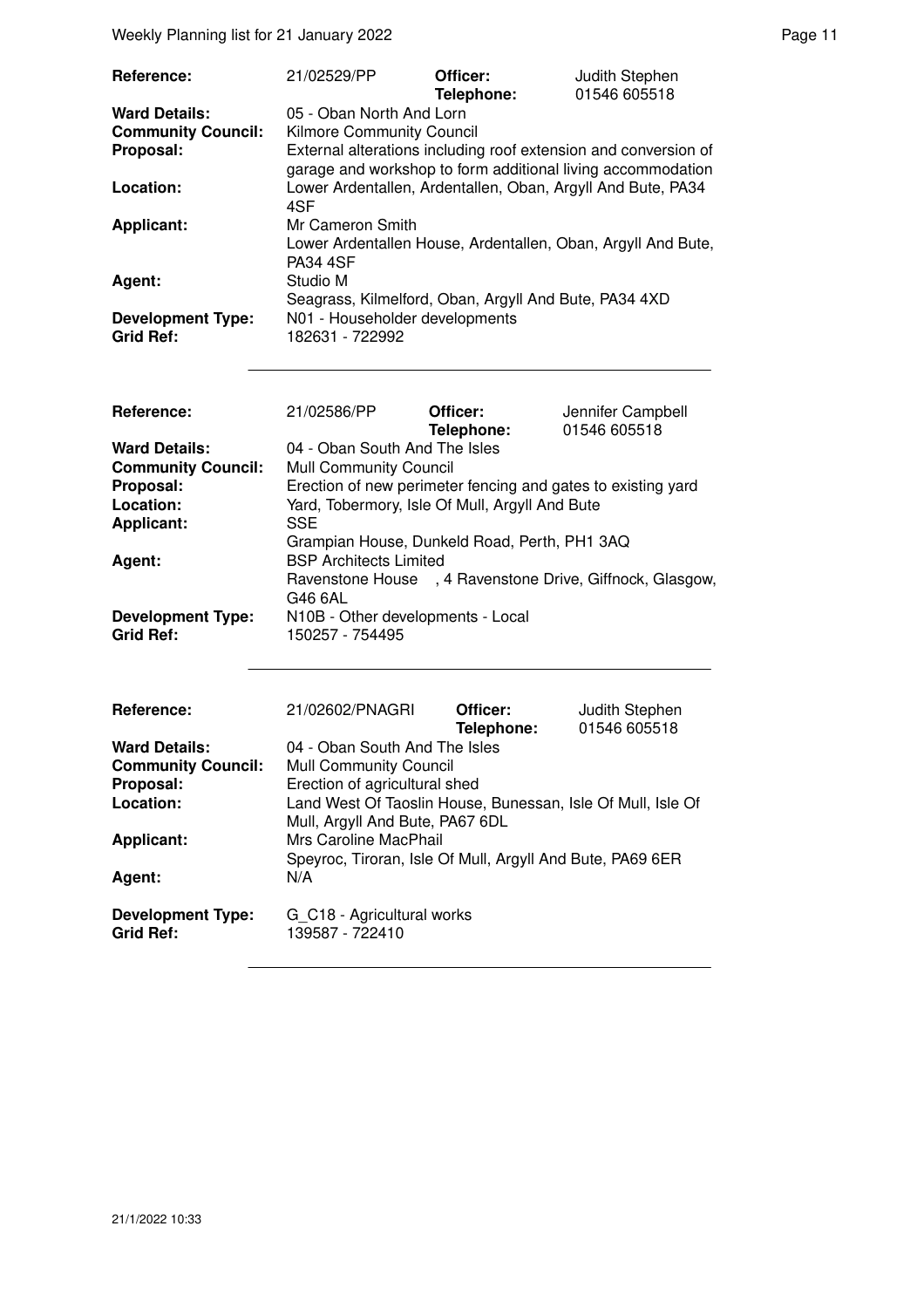| | | | |
|---|---|---|---|
| **Reference:** | 21/02529/PP | **Officer:** **Telephone:** | Judith Stephen 01546 605518 |
| **Ward Details:** | 05 - Oban North And Lorn | | |
| **Community Council:** | Kilmore Community Council | | |
| **Proposal:** | External alterations including roof extension and conversion of garage and workshop to form additional living accommodation | | |
| **Location:** | Lower Ardentallen, Ardentallen, Oban, Argyll And Bute, PA34 4SF | | |
| **Applicant:** | Mr Cameron Smith Lower Ardentallen House, Ardentallen, Oban, Argyll And Bute, PA34 4SF | | |
| **Agent:** | Studio M Seagrass, Kilmelford, Oban, Argyll And Bute, PA34 4XD | | |
| **Development Type:** | N01 - Householder developments | | |
| **Grid Ref:** | 182631 - 722992 | | |

| | | | |
|---|---|---|---|
| **Reference:** | 21/02586/PP | **Officer:** **Telephone:** | Jennifer Campbell 01546 605518 |
| **Ward Details:** | 04 - Oban South And The Isles | | |
| **Community Council:** | Mull Community Council | | |
| **Proposal:** | Erection of new perimeter fencing and gates to existing yard | | |
| **Location:** | Yard, Tobermory, Isle Of Mull, Argyll And Bute | | |
| **Applicant:** | SSE Grampian House, Dunkeld Road, Perth, PH1 3AQ | | |
| **Agent:** | BSP Architects Limited Ravenstone House , 4 Ravenstone Drive, Giffnock, Glasgow, G46 6AL | | |
| **Development Type:** | N10B - Other developments - Local | | |
| **Grid Ref:** | 150257 - 754495 | | |

| | | | |
|---|---|---|---|
| **Reference:** | 21/02602/PNAGRI | **Officer:** **Telephone:** | Judith Stephen 01546 605518 |
| **Ward Details:** | 04 - Oban South And The Isles | | |
| **Community Council:** | Mull Community Council | | |
| **Proposal:** | Erection of agricultural shed | | |
| **Location:** | Land West Of Taoslin House, Bunessan, Isle Of Mull, Isle Of Mull, Argyll And Bute, PA67 6DL | | |
| **Applicant:** | Mrs Caroline MacPhail Speyroc, Tiroran, Isle Of Mull, Argyll And Bute, PA69 6ER | | |
| **Agent:** | N/A | | |
| **Development Type:** | G_C18 - Agricultural works | | |
| **Grid Ref:** | 139587 - 722410 | | |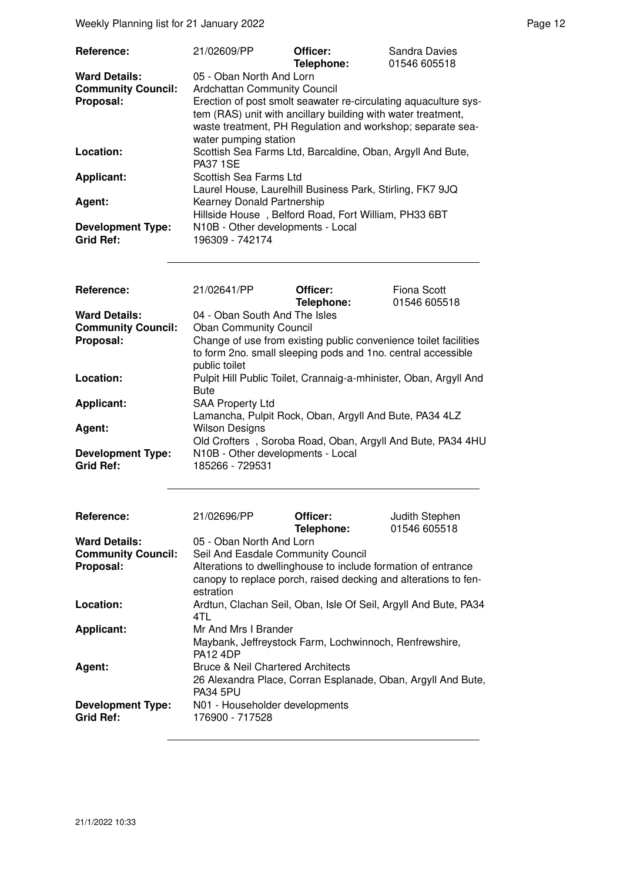| | | | |
|---|---|---|---|
| **Reference:** | 21/02609/PP | **Officer:** **Telephone:** | Sandra Davies 01546 605518 |
| **Ward Details:** | 05 - Oban North And Lorn | | |
| **Community Council:** | Ardchattan Community Council | | |
| **Proposal:** | Erection of post smolt seawater re-circulating aquaculture system (RAS) unit with ancillary building with water treatment, waste treatment, PH Regulation and workshop; separate seawater pumping station | | |
| **Location:** | Scottish Sea Farms Ltd, Barcaldine, Oban, Argyll And Bute, PA37 1SE | | |
| **Applicant:** | Scottish Sea Farms Ltd Laurel House, Laurelhill Business Park, Stirling, FK7 9JQ | | |
| **Agent:** | Kearney Donald Partnership Hillside House , Belford Road, Fort William, PH33 6BT | | |
| **Development Type:** | N10B - Other developments - Local | | |
| **Grid Ref:** | 196309 - 742174 | | |

| | | | |
|---|---|---|---|
| **Reference:** | 21/02641/PP | **Officer:** **Telephone:** | Fiona Scott 01546 605518 |
| **Ward Details:** | 04 - Oban South And The Isles | | |
| **Community Council:** | Oban Community Council | | |
| **Proposal:** | Change of use from existing public convenience toilet facilities to form 2no. small sleeping pods and 1no. central accessible public toilet | | |
| **Location:** | Pulpit Hill Public Toilet, Crannaig-a-mhinister, Oban, Argyll And Bute | | |
| **Applicant:** | SAA Property Ltd Lamancha, Pulpit Rock, Oban, Argyll And Bute, PA34 4LZ | | |
| **Agent:** | Wilson Designs Old Crofters , Soroba Road, Oban, Argyll And Bute, PA34 4HU | | |
| **Development Type:** | N10B - Other developments - Local | | |
| **Grid Ref:** | 185266 - 729531 | | |

| | | | |
|---|---|---|---|
| **Reference:** | 21/02696/PP | **Officer:** **Telephone:** | Judith Stephen 01546 605518 |
| **Ward Details:** | 05 - Oban North And Lorn | | |
| **Community Council:** | Seil And Easdale Community Council | | |
| **Proposal:** | Alterations to dwellinghouse to include formation of entrance canopy to replace porch, raised decking and alterations to fenestration | | |
| **Location:** | Ardtun, Clachan Seil, Oban, Isle Of Seil, Argyll And Bute, PA34 4TL | | |
| **Applicant:** | Mr And Mrs I Brander Maybank, Jeffreystock Farm, Lochwinnoch, Renfrewshire, PA12 4DP | | |
| **Agent:** | Bruce & Neil Chartered Architects 26 Alexandra Place, Corran Esplanade, Oban, Argyll And Bute, PA34 5PU | | |
| **Development Type:** | N01 - Householder developments | | |
| **Grid Ref:** | 176900 - 717528 | | |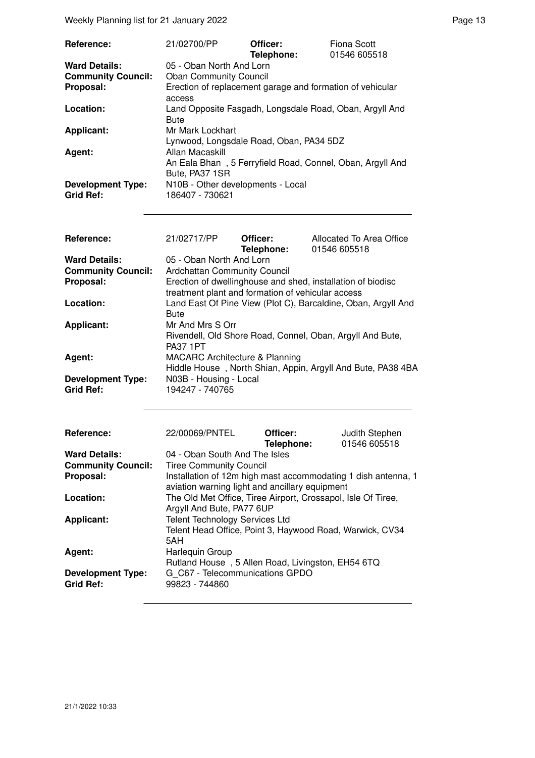| | | | |
|---|---|---|---|
| **Reference:** | 21/02700/PP | **Officer:** **Telephone:** | Fiona Scott 01546 605518 |
| **Ward Details:** | 05 - Oban North And Lorn | | |
| **Community Council:** | Oban Community Council | | |
| **Proposal:** | Erection of replacement garage and formation of vehicular access | | |
| **Location:** | Land Opposite Fasgadh, Longsdale Road, Oban, Argyll And Bute | | |
| **Applicant:** | Mr Mark Lockhart Lynwood, Longsdale Road, Oban, PA34 5DZ | | |
| **Agent:** | Allan Macaskill An Eala Bhan , 5 Ferryfield Road, Connel, Oban, Argyll And Bute, PA37 1SR | | |
| **Development Type:** | N10B - Other developments - Local | | |
| **Grid Ref:** | 186407 - 730621 | | |

| | | | |
|---|---|---|---|
| **Reference:** | 21/02717/PP | **Officer:** **Telephone:** | Allocated To Area Office 01546 605518 |
| **Ward Details:** | 05 - Oban North And Lorn | | |
| **Community Council:** | Ardchattan Community Council | | |
| **Proposal:** | Erection of dwellinghouse and shed, installation of biodisc treatment plant and formation of vehicular access | | |
| **Location:** | Land East Of Pine View (Plot C), Barcaldine, Oban, Argyll And Bute | | |
| **Applicant:** | Mr And Mrs S Orr Rivendell, Old Shore Road, Connel, Oban, Argyll And Bute, PA37 1PT | | |
| **Agent:** | MACARC Architecture & Planning Hiddle House , North Shian, Appin, Argyll And Bute, PA38 4BA | | |
| **Development Type:** | N03B - Housing - Local | | |
| **Grid Ref:** | 194247 - 740765 | | |

| | | | |
|---|---|---|---|
| **Reference:** | 22/00069/PNTEL | **Officer:** **Telephone:** | Judith Stephen 01546 605518 |
| **Ward Details:** | 04 - Oban South And The Isles | | |
| **Community Council:** | Tiree Community Council | | |
| **Proposal:** | Installation of 12m high mast accommodating 1 dish antenna, 1 aviation warning light and ancillary equipment | | |
| **Location:** | The Old Met Office, Tiree Airport, Crossapol, Isle Of Tiree, Argyll And Bute, PA77 6UP | | |
| **Applicant:** | Telent Technology Services Ltd Telent Head Office, Point 3, Haywood Road, Warwick, CV34 5AH | | |
| **Agent:** | Harlequin Group Rutland House , 5 Allen Road, Livingston, EH54 6TQ | | |
| **Development Type:** | G_C67 - Telecommunications GPDO | | |
| **Grid Ref:** | 99823 - 744860 | | |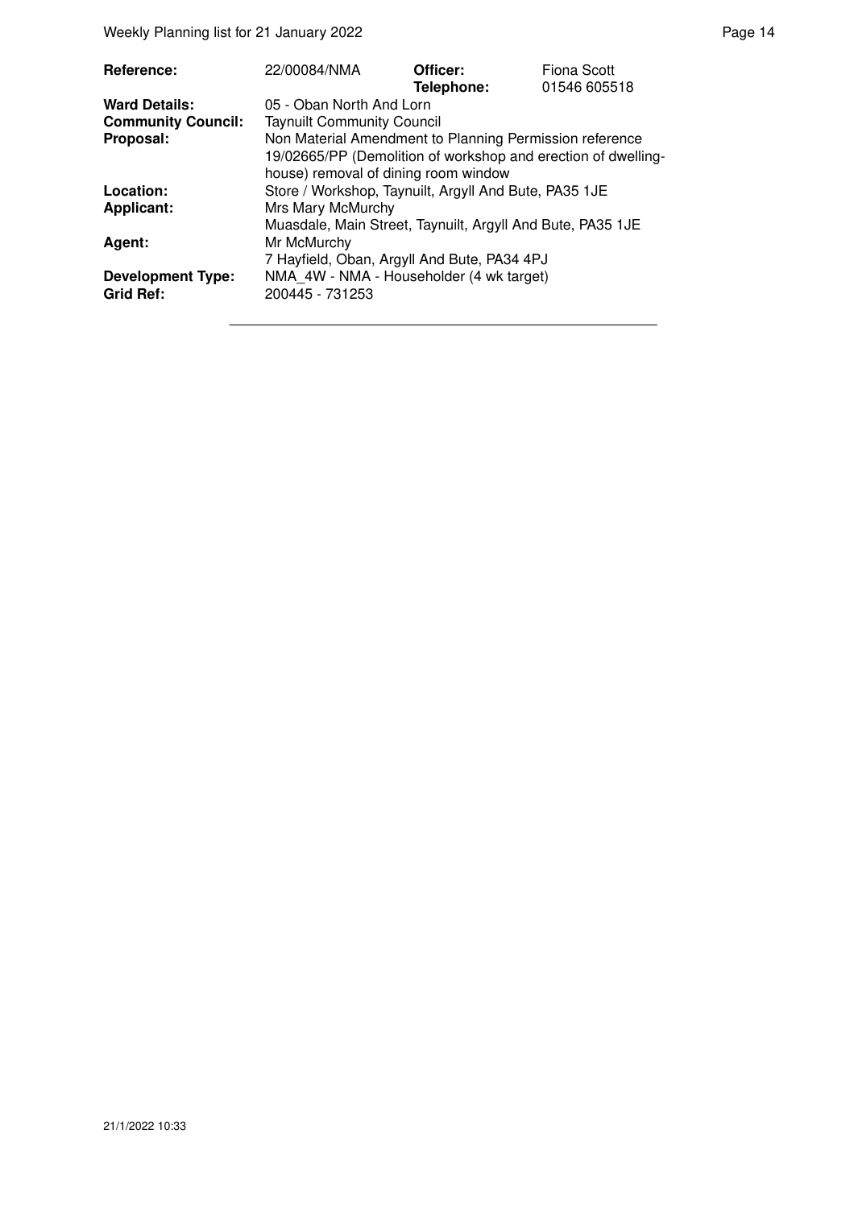| | | | |
|---|---|---|---|
| **Reference:** | 22/00084/NMA | **Officer:** **Telephone:** | Fiona Scott 01546 605518 |
| **Ward Details:** | 05 - Oban North And Lorn | | |
| **Community Council:** | Taynuilt Community Council | | |
| **Proposal:** | Non Material Amendment to Planning Permission reference 19/02665/PP (Demolition of workshop and erection of dwelling-house) removal of dining room window | | |
| **Location:** | Store / Workshop, Taynuilt, Argyll And Bute, PA35 1JE | | |
| **Applicant:** | Mrs Mary McMurchy Muasdale, Main Street, Taynuilt, Argyll And Bute, PA35 1JE | | |
| **Agent:** | Mr McMurchy 7 Hayfield, Oban, Argyll And Bute, PA34 4PJ | | |
| **Development Type:** | NMA_4W - NMA - Householder (4 wk target) | | |
| **Grid Ref:** | 200445 - 731253 | | |

21/1/2022 10:33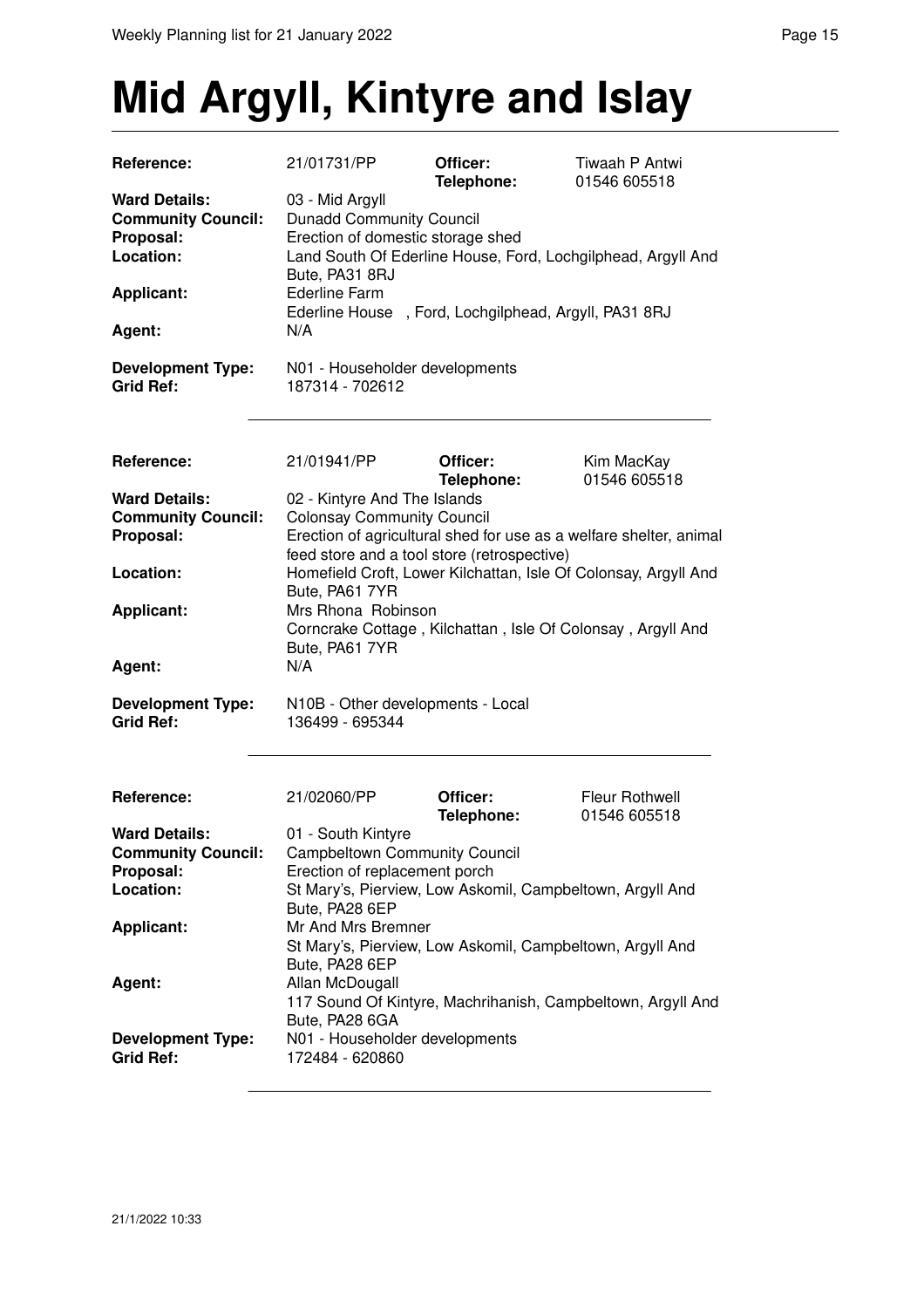# Mid Argyll, Kintyre and Islay

| | | | |
|---|---|---|---|
| **Reference:** | 21/01731/PP | **Officer:** **Telephone:** | Tiwaah P Antwi 01546 605518 |
| **Ward Details:** | 03 - Mid Argyll | | |
| **Community Council:** | Dunadd Community Council | | |
| **Proposal:** | Erection of domestic storage shed | | |
| **Location:** | Land South Of Ederline House, Ford, Lochgilphead, Argyll And Bute, PA31 8RJ | | |
| **Applicant:** | Ederline Farm Ederline House , Ford, Lochgilphead, Argyll, PA31 8RJ | | |
| **Agent:** | N/A | | |
| **Development Type:** | N01 - Householder developments | | |
| **Grid Ref:** | 187314 - 702612 | | |

| | | | |
|---|---|---|---|
| **Reference:** | 21/01941/PP | **Officer:** **Telephone:** | Kim MacKay 01546 605518 |
| **Ward Details:** | 02 - Kintyre And The Islands | | |
| **Community Council:** | Colonsay Community Council | | |
| **Proposal:** | Erection of agricultural shed for use as a welfare shelter, animal feed store and a tool store (retrospective) | | |
| **Location:** | Homefield Croft, Lower Kilchattan, Isle Of Colonsay, Argyll And Bute, PA61 7YR | | |
| **Applicant:** | Mrs Rhona Robinson Corncrake Cottage , Kilchattan , Isle Of Colonsay , Argyll And Bute, PA61 7YR | | |
| **Agent:** | N/A | | |
| **Development Type:** | N10B - Other developments - Local | | |
| **Grid Ref:** | 136499 - 695344 | | |

| | | | |
|---|---|---|---|
| **Reference:** | 21/02060/PP | **Officer:** **Telephone:** | Fleur Rothwell 01546 605518 |
| **Ward Details:** | 01 - South Kintyre | | |
| **Community Council:** | Campbeltown Community Council | | |
| **Proposal:** | Erection of replacement porch | | |
| **Location:** | St Mary's, Pierview, Low Askomil, Campbeltown, Argyll And Bute, PA28 6EP | | |
| **Applicant:** | Mr And Mrs Bremner St Mary's, Pierview, Low Askomil, Campbeltown, Argyll And Bute, PA28 6EP | | |
| **Agent:** | Allan McDougall 117 Sound Of Kintyre, Machrihanish, Campbeltown, Argyll And Bute, PA28 6GA | | |
| **Development Type:** | N01 - Householder developments | | |
| **Grid Ref:** | 172484 - 620860 | | |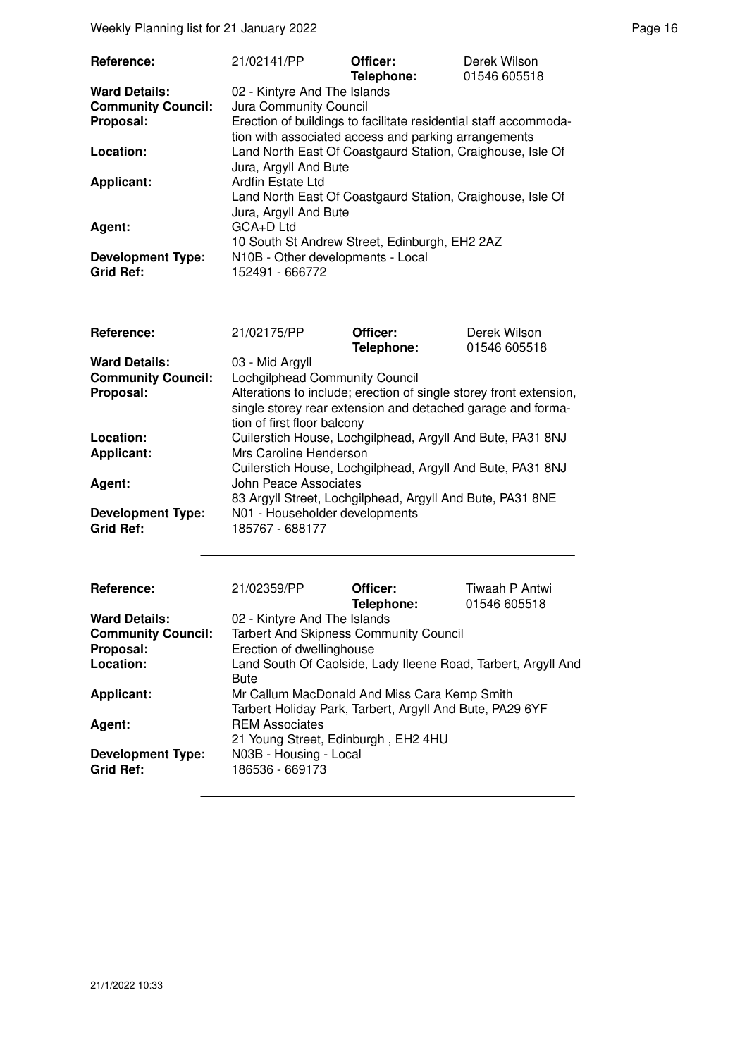| | | | |
|---|---|---|---|
| **Reference:** | 21/02141/PP | **Officer:** **Telephone:** | Derek Wilson 01546 605518 |
| **Ward Details:** | 02 - Kintyre And The Islands | | |
| **Community Council:** | Jura Community Council | | |
| **Proposal:** | Erection of buildings to facilitate residential staff accommodation with associated access and parking arrangements | | |
| **Location:** | Land North East Of Coastgaurd Station, Craighouse, Isle Of Jura, Argyll And Bute | | |
| **Applicant:** | Ardfin Estate Ltd Land North East Of Coastgaurd Station, Craighouse, Isle Of Jura, Argyll And Bute | | |
| **Agent:** | GCA+D Ltd 10 South St Andrew Street, Edinburgh, EH2 2AZ | | |
| **Development Type:** | N10B - Other developments - Local | | |
| **Grid Ref:** | 152491 - 666772 | | |

| | | | |
|---|---|---|---|
| **Reference:** | 21/02175/PP | **Officer:** **Telephone:** | Derek Wilson 01546 605518 |
| **Ward Details:** | 03 - Mid Argyll | | |
| **Community Council:** | Lochgilphead Community Council | | |
| **Proposal:** | Alterations to include; erection of single storey front extension, single storey rear extension and detached garage and formation of first floor balcony | | |
| **Location:** | Cuilerstich House, Lochgilphead, Argyll And Bute, PA31 8NJ | | |
| **Applicant:** | Mrs Caroline Henderson Cuilerstich House, Lochgilphead, Argyll And Bute, PA31 8NJ | | |
| **Agent:** | John Peace Associates 83 Argyll Street, Lochgilphead, Argyll And Bute, PA31 8NE | | |
| **Development Type:** | N01 - Householder developments | | |
| **Grid Ref:** | 185767 - 688177 | | |

| | | | |
|---|---|---|---|
| **Reference:** | 21/02359/PP | **Officer:** **Telephone:** | Tiwaah P Antwi 01546 605518 |
| **Ward Details:** | 02 - Kintyre And The Islands | | |
| **Community Council:** | Tarbert And Skipness Community Council | | |
| **Proposal:** | Erection of dwellinghouse | | |
| **Location:** | Land South Of Caolside, Lady Ileene Road, Tarbert, Argyll And Bute | | |
| **Applicant:** | Mr Callum MacDonald And Miss Cara Kemp Smith Tarbert Holiday Park, Tarbert, Argyll And Bute, PA29 6YF | | |
| **Agent:** | REM Associates 21 Young Street, Edinburgh , EH2 4HU | | |
| **Development Type:** | N03B - Housing - Local | | |
| **Grid Ref:** | 186536 - 669173 | | |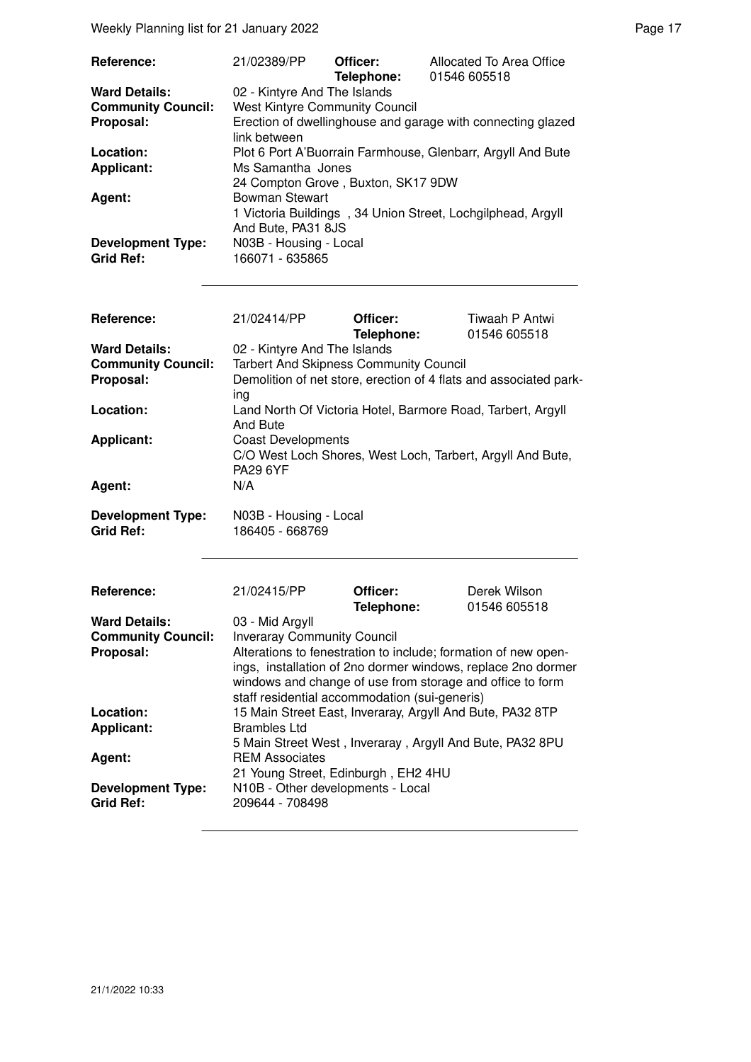| | | | |
|---|---|---|---|
| **Reference:** | 21/02389/PP | **Officer:** | Allocated To Area Office |
| | | **Telephone:** | 01546 605518 |
| **Ward Details:** | 02 - Kintyre And The Islands | | |
| **Community Council:** | West Kintyre Community Council | | |
| **Proposal:** | Erection of dwellinghouse and garage with connecting glazed link between | | |
| **Location:** | Plot 6 Port A'Buorrain Farmhouse, Glenbarr, Argyll And Bute | | |
| **Applicant:** | Ms Samantha Jones<br>24 Compton Grove , Buxton, SK17 9DW | | |
| **Agent:** | Bowman Stewart<br>1 Victoria Buildings , 34 Union Street, Lochgilphead, Argyll And Bute, PA31 8JS | | |
| **Development Type:** | N03B - Housing - Local | | |
| **Grid Ref:** | 166071 - 635865 | | |

| | | | |
|---|---|---|---|
| **Reference:** | 21/02414/PP | **Officer:** | Tiwaah P Antwi |
| | | **Telephone:** | 01546 605518 |
| **Ward Details:** | 02 - Kintyre And The Islands | | |
| **Community Council:** | Tarbert And Skipness Community Council | | |
| **Proposal:** | Demolition of net store, erection of 4 flats and associated parking | | |
| **Location:** | Land North Of Victoria Hotel, Barmore Road, Tarbert, Argyll And Bute | | |
| **Applicant:** | Coast Developments<br>C/O West Loch Shores, West Loch, Tarbert, Argyll And Bute, PA29 6YF | | |
| **Agent:** | N/A | | |
| **Development Type:** | N03B - Housing - Local | | |
| **Grid Ref:** | 186405 - 668769 | | |

| | | | |
|---|---|---|---|
| **Reference:** | 21/02415/PP | **Officer:** | Derek Wilson |
| | | **Telephone:** | 01546 605518 |
| **Ward Details:** | 03 - Mid Argyll | | |
| **Community Council:** | Inveraray Community Council | | |
| **Proposal:** | Alterations to fenestration to include; formation of new openings, installation of 2no dormer windows, replace 2no dormer windows and change of use from storage and office to form staff residential accommodation (sui-generis) | | |
| **Location:** | 15 Main Street East, Inveraray, Argyll And Bute, PA32 8TP | | |
| **Applicant:** | Brambles Ltd<br>5 Main Street West , Inveraray , Argyll And Bute, PA32 8PU | | |
| **Agent:** | REM Associates<br>21 Young Street, Edinburgh , EH2 4HU | | |
| **Development Type:** | N10B - Other developments - Local | | |
| **Grid Ref:** | 209644 - 708498 | | |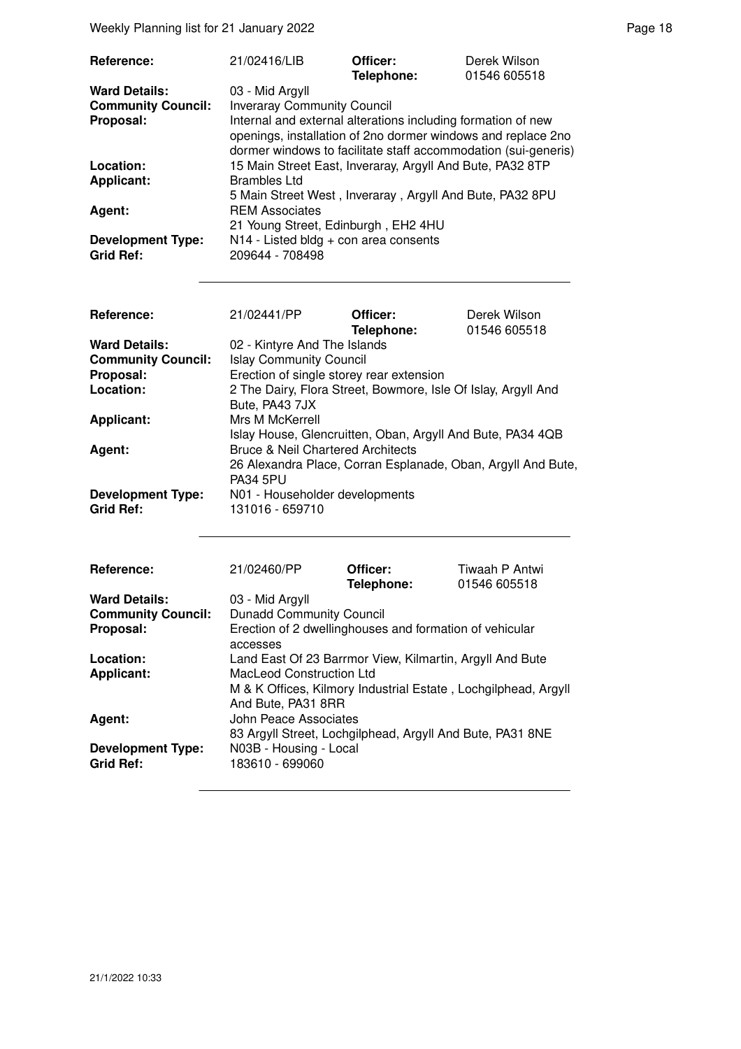| **Reference:** | 21/02416/LIB | **Officer:** **Telephone:** | Derek Wilson 01546 605518 |
|---|---|---|---|
| **Ward Details:** | 03 - Mid Argyll | | |
| **Community Council:** | Inveraray Community Council | | |
| **Proposal:** | Internal and external alterations including formation of new openings, installation of 2no dormer windows and replace 2no dormer windows to facilitate staff accommodation (sui-generis) | | |
| **Location:** | 15 Main Street East, Inveraray, Argyll And Bute, PA32 8TP | | |
| **Applicant:** | Brambles Ltd<br>5 Main Street West , Inveraray , Argyll And Bute, PA32 8PU | | |
| **Agent:** | REM Associates<br>21 Young Street, Edinburgh , EH2 4HU | | |
| **Development Type:** | N14 - Listed bldg + con area consents | | |
| **Grid Ref:** | 209644 - 708498 | | |

| **Reference:** | 21/02441/PP | **Officer:** **Telephone:** | Derek Wilson 01546 605518 |
|---|---|---|---|
| **Ward Details:** | 02 - Kintyre And The Islands | | |
| **Community Council:** | Islay Community Council | | |
| **Proposal:** | Erection of single storey rear extension | | |
| **Location:** | 2 The Dairy, Flora Street, Bowmore, Isle Of Islay, Argyll And Bute, PA43 7JX | | |
| **Applicant:** | Mrs M McKerrell<br>Islay House, Glencruitten, Oban, Argyll And Bute, PA34 4QB | | |
| **Agent:** | Bruce & Neil Chartered Architects<br>26 Alexandra Place, Corran Esplanade, Oban, Argyll And Bute, PA34 5PU | | |
| **Development Type:** | N01 - Householder developments | | |
| **Grid Ref:** | 131016 - 659710 | | |

| **Reference:** | 21/02460/PP | **Officer:** **Telephone:** | Tiwaah P Antwi 01546 605518 |
|---|---|---|---|
| **Ward Details:** | 03 - Mid Argyll | | |
| **Community Council:** | Dunadd Community Council | | |
| **Proposal:** | Erection of 2 dwellinghouses and formation of vehicular accesses | | |
| **Location:** | Land East Of 23 Barrmor View, Kilmartin, Argyll And Bute | | |
| **Applicant:** | MacLeod Construction Ltd<br>M & K Offices, Kilmory Industrial Estate , Lochgilphead, Argyll And Bute, PA31 8RR | | |
| **Agent:** | John Peace Associates<br>83 Argyll Street, Lochgilphead, Argyll And Bute, PA31 8NE | | |
| **Development Type:** | N03B - Housing - Local | | |
| **Grid Ref:** | 183610 - 699060 | | |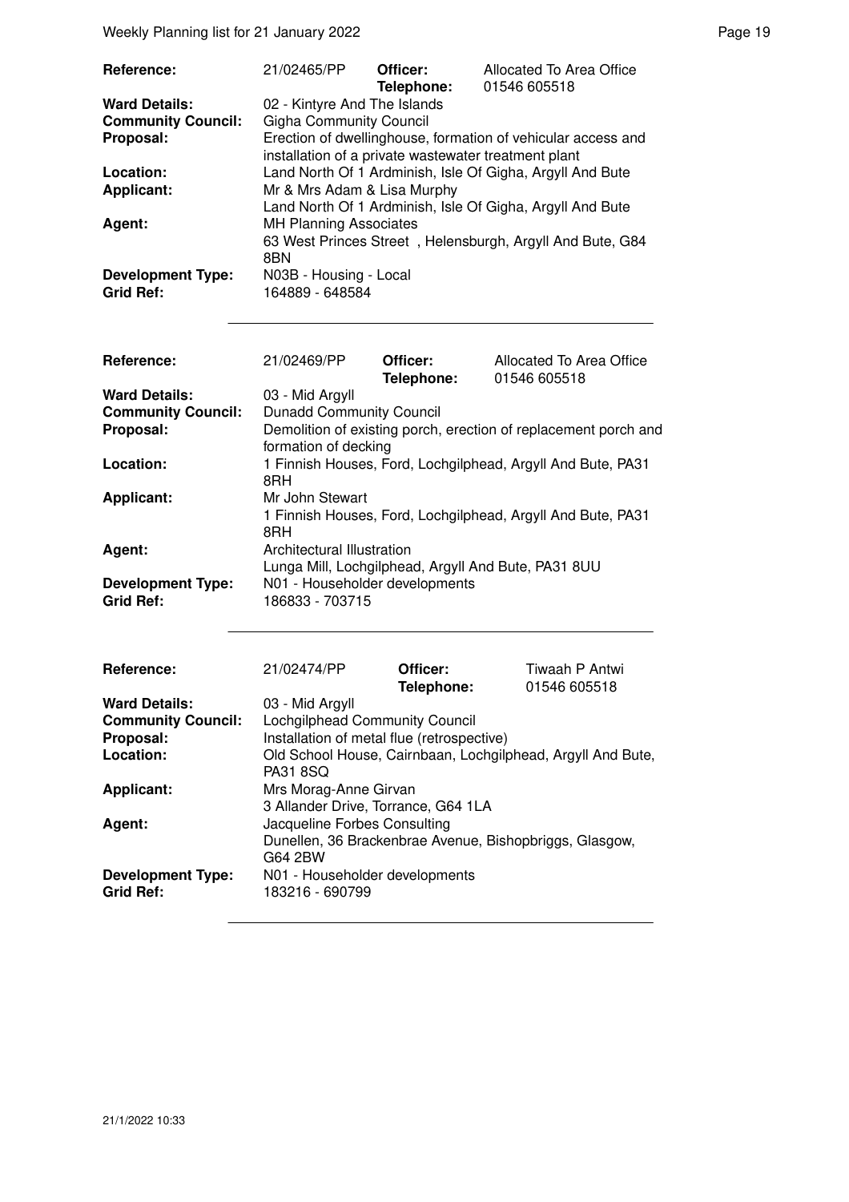| | | | |
|---|---|---|---|
| **Reference:** | 21/02465/PP | **Officer:** **Telephone:** | Allocated To Area Office 01546 605518 |
| **Ward Details:** | 02 - Kintyre And The Islands | | |
| **Community Council:** | Gigha Community Council | | |
| **Proposal:** | Erection of dwellinghouse, formation of vehicular access and installation of a private wastewater treatment plant | | |
| **Location:** | Land North Of 1 Ardminish, Isle Of Gigha, Argyll And Bute | | |
| **Applicant:** | Mr & Mrs Adam & Lisa Murphy Land North Of 1 Ardminish, Isle Of Gigha, Argyll And Bute | | |
| **Agent:** | MH Planning Associates 63 West Princes Street , Helensburgh, Argyll And Bute, G84 8BN | | |
| **Development Type:** | N03B - Housing - Local | | |
| **Grid Ref:** | 164889 - 648584 | | |

| | | | |
|---|---|---|---|
| **Reference:** | 21/02469/PP | **Officer:** **Telephone:** | Allocated To Area Office 01546 605518 |
| **Ward Details:** | 03 - Mid Argyll | | |
| **Community Council:** | Dunadd Community Council | | |
| **Proposal:** | Demolition of existing porch, erection of replacement porch and formation of decking | | |
| **Location:** | 1 Finnish Houses, Ford, Lochgilphead, Argyll And Bute, PA31 8RH | | |
| **Applicant:** | Mr John Stewart 1 Finnish Houses, Ford, Lochgilphead, Argyll And Bute, PA31 8RH | | |
| **Agent:** | Architectural Illustration Lunga Mill, Lochgilphead, Argyll And Bute, PA31 8UU | | |
| **Development Type:** | N01 - Householder developments | | |
| **Grid Ref:** | 186833 - 703715 | | |

| | | | |
|---|---|---|---|
| **Reference:** | 21/02474/PP | **Officer:** **Telephone:** | Tiwaah P Antwi 01546 605518 |
| **Ward Details:** | 03 - Mid Argyll | | |
| **Community Council:** | Lochgilphead Community Council | | |
| **Proposal:** | Installation of metal flue (retrospective) | | |
| **Location:** | Old School House, Cairnbaan, Lochgilphead, Argyll And Bute, PA31 8SQ | | |
| **Applicant:** | Mrs Morag-Anne Girvan 3 Allander Drive, Torrance, G64 1LA | | |
| **Agent:** | Jacqueline Forbes Consulting Dunellen, 36 Brackenbrae Avenue, Bishopbriggs, Glasgow, G64 2BW | | |
| **Development Type:** | N01 - Householder developments | | |
| **Grid Ref:** | 183216 - 690799 | | |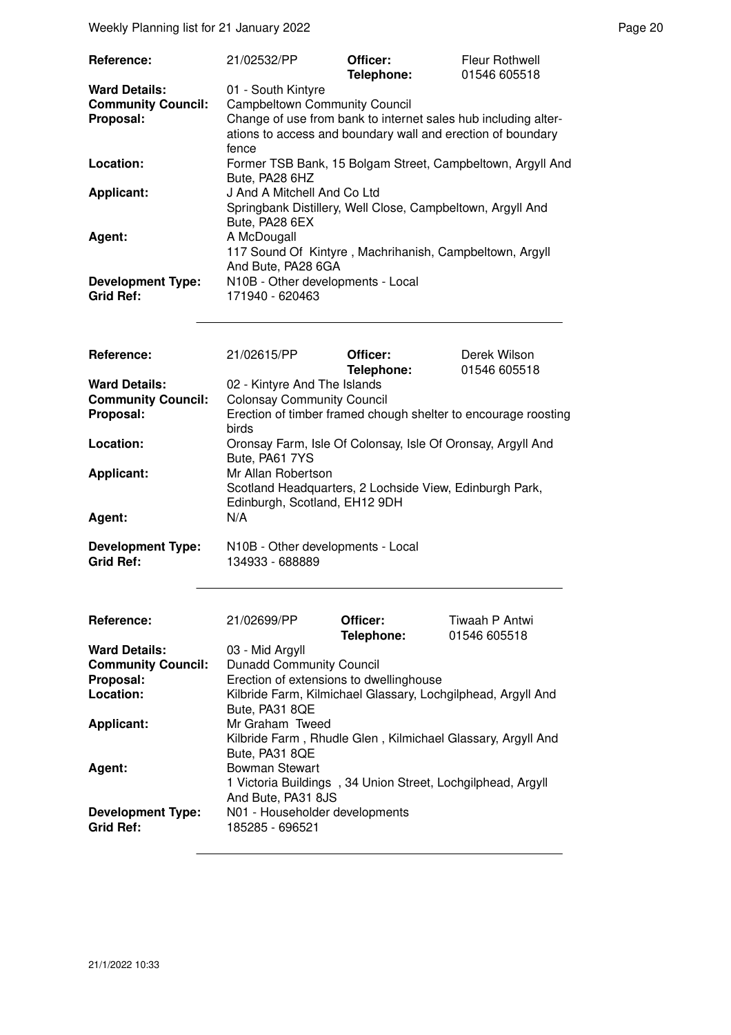| | | | |
|---|---|---|---|
| **Reference:** | 21/02532/PP | **Officer:** **Telephone:** | Fleur Rothwell 01546 605518 |
| **Ward Details:** | 01 - South Kintyre | | |
| **Community Council:** | Campbeltown Community Council | | |
| **Proposal:** | Change of use from bank to internet sales hub including alterations to access and boundary wall and erection of boundary fence | | |
| **Location:** | Former TSB Bank, 15 Bolgam Street, Campbeltown, Argyll And Bute, PA28 6HZ | | |
| **Applicant:** | J And A Mitchell And Co Ltd Springbank Distillery, Well Close, Campbeltown, Argyll And Bute, PA28 6EX | | |
| **Agent:** | A McDougall 117 Sound Of Kintyre , Machrihanish, Campbeltown, Argyll And Bute, PA28 6GA | | |
| **Development Type:** | N10B - Other developments - Local | | |
| **Grid Ref:** | 171940 - 620463 | | |

| | | | |
|---|---|---|---|
| **Reference:** | 21/02615/PP | **Officer:** **Telephone:** | Derek Wilson 01546 605518 |
| **Ward Details:** | 02 - Kintyre And The Islands | | |
| **Community Council:** | Colonsay Community Council | | |
| **Proposal:** | Erection of timber framed chough shelter to encourage roosting birds | | |
| **Location:** | Oronsay Farm, Isle Of Colonsay, Isle Of Oronsay, Argyll And Bute, PA61 7YS | | |
| **Applicant:** | Mr Allan Robertson Scotland Headquarters, 2 Lochside View, Edinburgh Park, Edinburgh, Scotland, EH12 9DH | | |
| **Agent:** | N/A | | |
| **Development Type:** | N10B - Other developments - Local | | |
| **Grid Ref:** | 134933 - 688889 | | |

| | | | |
|---|---|---|---|
| **Reference:** | 21/02699/PP | **Officer:** **Telephone:** | Tiwaah P Antwi 01546 605518 |
| **Ward Details:** | 03 - Mid Argyll | | |
| **Community Council:** | Dunadd Community Council | | |
| **Proposal:** | Erection of extensions to dwellinghouse | | |
| **Location:** | Kilbride Farm, Kilmichael Glassary, Lochgilphead, Argyll And Bute, PA31 8QE | | |
| **Applicant:** | Mr Graham Tweed Kilbride Farm , Rhudle Glen , Kilmichael Glassary, Argyll And Bute, PA31 8QE | | |
| **Agent:** | Bowman Stewart 1 Victoria Buildings , 34 Union Street, Lochgilphead, Argyll And Bute, PA31 8JS | | |
| **Development Type:** | N01 - Householder developments | | |
| **Grid Ref:** | 185285 - 696521 | | |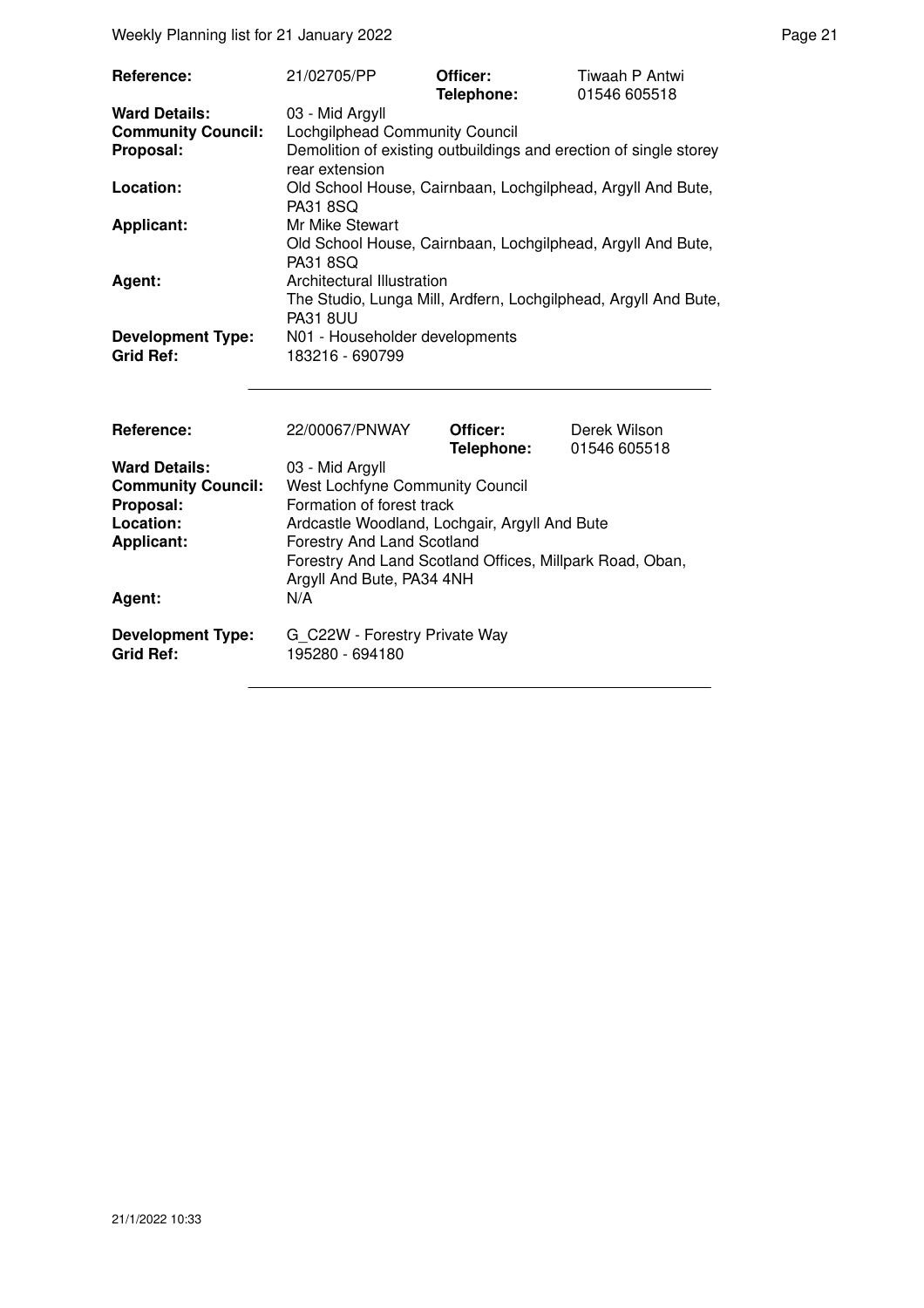| | | | |
|---|---|---|---|
| **Reference:** | 21/02705/PP | **Officer:** **Telephone:** | Tiwaah P Antwi 01546 605518 |
| **Ward Details:** | 03 - Mid Argyll | | |
| **Community Council:** | Lochgilphead Community Council | | |
| **Proposal:** | Demolition of existing outbuildings and erection of single storey rear extension | | |
| **Location:** | Old School House, Cairnbaan, Lochgilphead, Argyll And Bute, PA31 8SQ | | |
| **Applicant:** | Mr Mike Stewart Old School House, Cairnbaan, Lochgilphead, Argyll And Bute, PA31 8SQ | | |
| **Agent:** | Architectural Illustration The Studio, Lunga Mill, Ardfern, Lochgilphead, Argyll And Bute, PA31 8UU | | |
| **Development Type:** | N01 - Householder developments | | |
| **Grid Ref:** | 183216 - 690799 | | |

| | | | |
|---|---|---|---|
| **Reference:** | 22/00067/PNWAY | **Officer:** **Telephone:** | Derek Wilson 01546 605518 |
| **Ward Details:** | 03 - Mid Argyll | | |
| **Community Council:** | West Lochfyne Community Council | | |
| **Proposal:** | Formation of forest track | | |
| **Location:** | Ardcastle Woodland, Lochgair, Argyll And Bute | | |
| **Applicant:** | Forestry And Land Scotland Forestry And Land Scotland Offices, Millpark Road, Oban, Argyll And Bute, PA34 4NH | | |
| **Agent:** | N/A | | |
| **Development Type:** | G_C22W - Forestry Private Way | | |
| **Grid Ref:** | 195280 - 694180 | | |